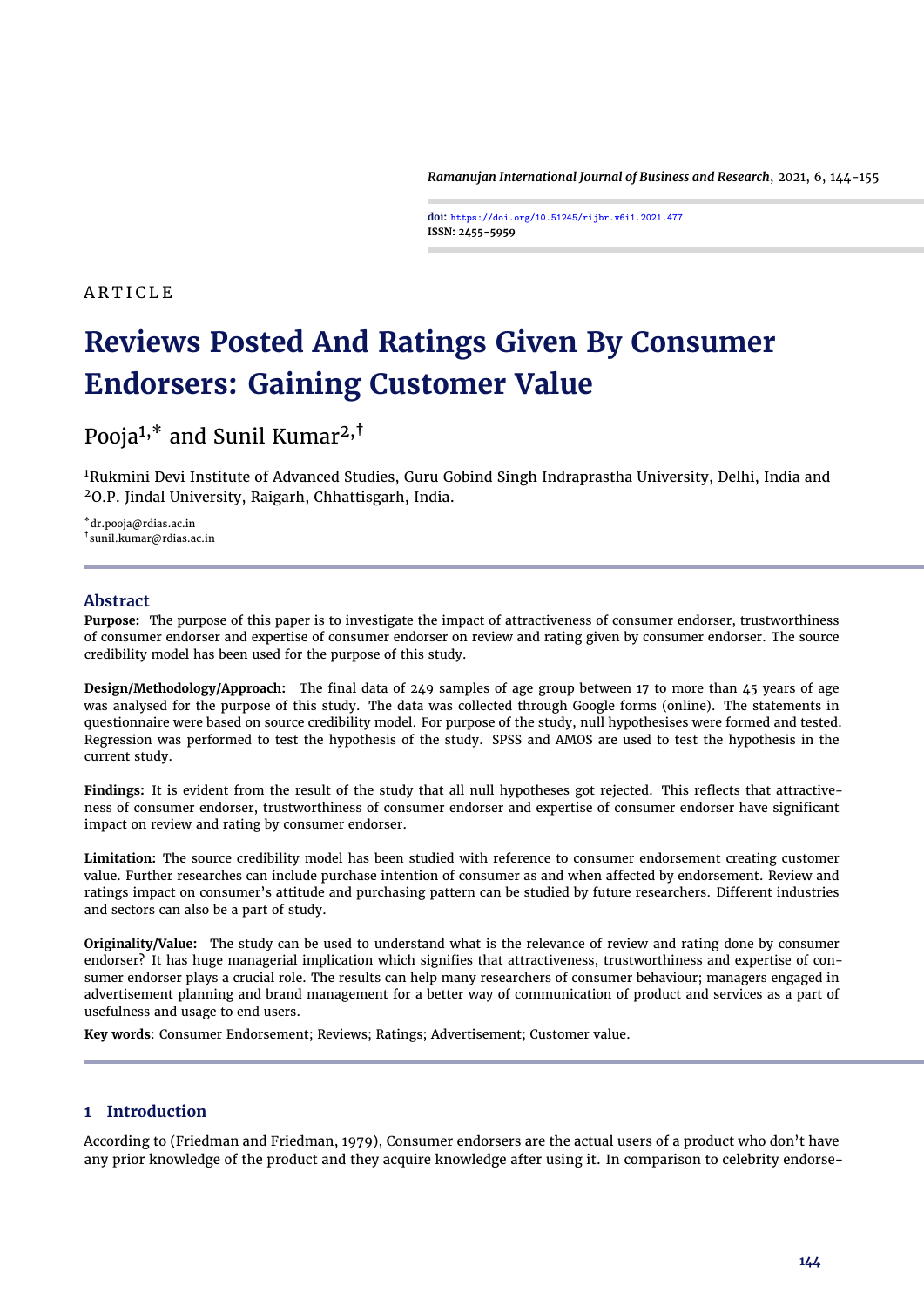ARTICLE

# Reviews Posted And Ratings Given By Consumer Endorsers: Gaining Customer Value

Pooja[1,*] and Sunil Kumar[2,†]

[1]Rukmini Devi Institute of Advanced Studies, Guru Gobind Singh Indraprastha University, Delhi, India and [2]O.P. Jindal University, Raigarh, Chhattisgarh, India.

[*]dr.pooja@rdias.ac.in
[†]sunil.kumar@rdias.ac.in

## Abstract

**Purpose:** The purpose of this paper is to investigate the impact of attractiveness of consumer endorser, trustworthiness of consumer endorser and expertise of consumer endorser on review and rating given by consumer endorser. The source credibility model has been used for the purpose of this study.

**Design/Methodology/Approach:** The final data of 249 samples of age group between 17 to more than 45 years of age was analysed for the purpose of this study. The data was collected through Google forms (online). The statements in questionnaire were based on source credibility model. For purpose of the study, null hypothesises were formed and tested. Regression was performed to test the hypothesis of the study. SPSS and AMOS are used to test the hypothesis in the current study.

**Findings:** It is evident from the result of the study that all null hypotheses got rejected. This reflects that attractiveness of consumer endorser, trustworthiness of consumer endorser and expertise of consumer endorser have significant impact on review and rating by consumer endorser.

**Limitation:** The source credibility model has been studied with reference to consumer endorsement creating customer value. Further researches can include purchase intention of consumer as and when affected by endorsement. Review and ratings impact on consumer's attitude and purchasing pattern can be studied by future researchers. Different industries and sectors can also be a part of study.

**Originality/Value:** The study can be used to understand what is the relevance of review and rating done by consumer endorser? It has huge managerial implication which signifies that attractiveness, trustworthiness and expertise of consumer endorser plays a crucial role. The results can help many researchers of consumer behaviour; managers engaged in advertisement planning and brand management for a better way of communication of product and services as a part of usefulness and usage to end users.

**Key words**: Consumer Endorsement; Reviews; Ratings; Advertisement; Customer value.

## 1 Introduction

According to (Friedman and Friedman, 1979), Consumer endorsers are the actual users of a product who don't have any prior knowledge of the product and they acquire knowledge after using it. In comparison to celebrity endorse-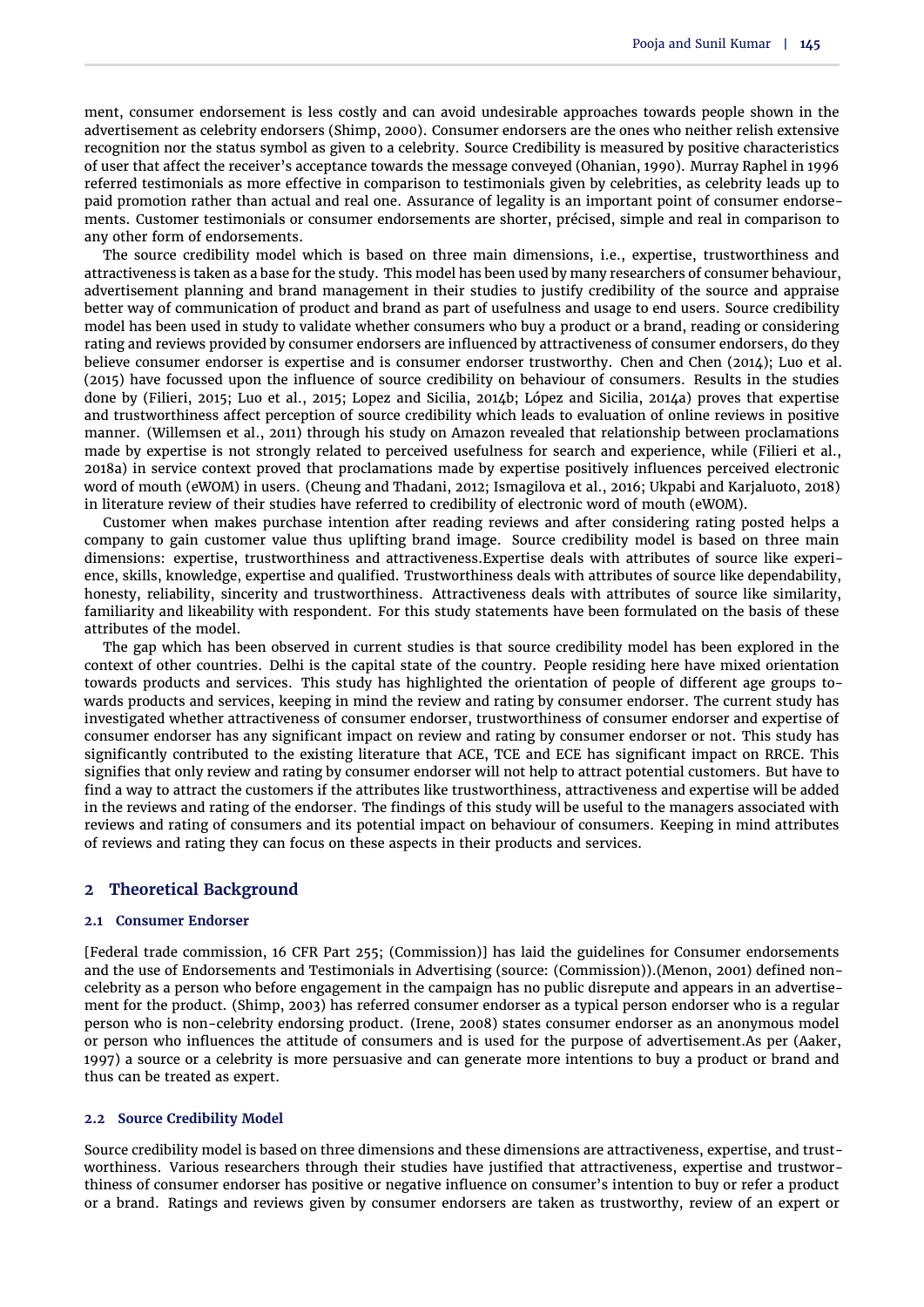ment, consumer endorsement is less costly and can avoid undesirable approaches towards people shown in the advertisement as celebrity endorsers (Shimp, 2000). Consumer endorsers are the ones who neither relish extensive recognition nor the status symbol as given to a celebrity. Source Credibility is measured by positive characteristics of user that affect the receiver's acceptance towards the message conveyed (Ohanian, 1990). Murray Raphel in 1996 referred testimonials as more effective in comparison to testimonials given by celebrities, as celebrity leads up to paid promotion rather than actual and real one. Assurance of legality is an important point of consumer endorsements. Customer testimonials or consumer endorsements are shorter, précised, simple and real in comparison to any other form of endorsements.

The source credibility model which is based on three main dimensions, i.e., expertise, trustworthiness and attractiveness is taken as a base for the study. This model has been used by many researchers of consumer behaviour, advertisement planning and brand management in their studies to justify credibility of the source and appraise better way of communication of product and brand as part of usefulness and usage to end users. Source credibility model has been used in study to validate whether consumers who buy a product or a brand, reading or considering rating and reviews provided by consumer endorsers are influenced by attractiveness of consumer endorsers, do they believe consumer endorser is expertise and is consumer endorser trustworthy. Chen and Chen (2014); Luo et al. (2015) have focussed upon the influence of source credibility on behaviour of consumers. Results in the studies done by (Filieri, 2015; Luo et al., 2015; Lopez and Sicilia, 2014b; López and Sicilia, 2014a) proves that expertise and trustworthiness affect perception of source credibility which leads to evaluation of online reviews in positive manner. (Willemsen et al., 2011) through his study on Amazon revealed that relationship between proclamations made by expertise is not strongly related to perceived usefulness for search and experience, while (Filieri et al., 2018a) in service context proved that proclamations made by expertise positively influences perceived electronic word of mouth (eWOM) in users. (Cheung and Thadani, 2012; Ismagilova et al., 2016; Ukpabi and Karjaluoto, 2018) in literature review of their studies have referred to credibility of electronic word of mouth (eWOM).

Customer when makes purchase intention after reading reviews and after considering rating posted helps a company to gain customer value thus uplifting brand image. Source credibility model is based on three main dimensions: expertise, trustworthiness and attractiveness.Expertise deals with attributes of source like experience, skills, knowledge, expertise and qualified. Trustworthiness deals with attributes of source like dependability, honesty, reliability, sincerity and trustworthiness. Attractiveness deals with attributes of source like similarity, familiarity and likeability with respondent. For this study statements have been formulated on the basis of these attributes of the model.

The gap which has been observed in current studies is that source credibility model has been explored in the context of other countries. Delhi is the capital state of the country. People residing here have mixed orientation towards products and services. This study has highlighted the orientation of people of different age groups towards products and services, keeping in mind the review and rating by consumer endorser. The current study has investigated whether attractiveness of consumer endorser, trustworthiness of consumer endorser and expertise of consumer endorser has any significant impact on review and rating by consumer endorser or not. This study has significantly contributed to the existing literature that ACE, TCE and ECE has significant impact on RRCE. This signifies that only review and rating by consumer endorser will not help to attract potential customers. But have to find a way to attract the customers if the attributes like trustworthiness, attractiveness and expertise will be added in the reviews and rating of the endorser. The findings of this study will be useful to the managers associated with reviews and rating of consumers and its potential impact on behaviour of consumers. Keeping in mind attributes of reviews and rating they can focus on these aspects in their products and services.

## 2 Theoretical Background

### 2.1 Consumer Endorser

[Federal trade commission, 16 CFR Part 255; (Commission)] has laid the guidelines for Consumer endorsements and the use of Endorsements and Testimonials in Advertising (source: (Commission)).(Menon, 2001) defined non-celebrity as a person who before engagement in the campaign has no public disrepute and appears in an advertisement for the product. (Shimp, 2003) has referred consumer endorser as a typical person endorser who is a regular person who is non-celebrity endorsing product. (Irene, 2008) states consumer endorser as an anonymous model or person who influences the attitude of consumers and is used for the purpose of advertisement.As per (Aaker, 1997) a source or a celebrity is more persuasive and can generate more intentions to buy a product or brand and thus can be treated as expert.

### 2.2 Source Credibility Model

Source credibility model is based on three dimensions and these dimensions are attractiveness, expertise, and trustworthiness. Various researchers through their studies have justified that attractiveness, expertise and trustworthiness of consumer endorser has positive or negative influence on consumer's intention to buy or refer a product or a brand. Ratings and reviews given by consumer endorsers are taken as trustworthy, review of an expert or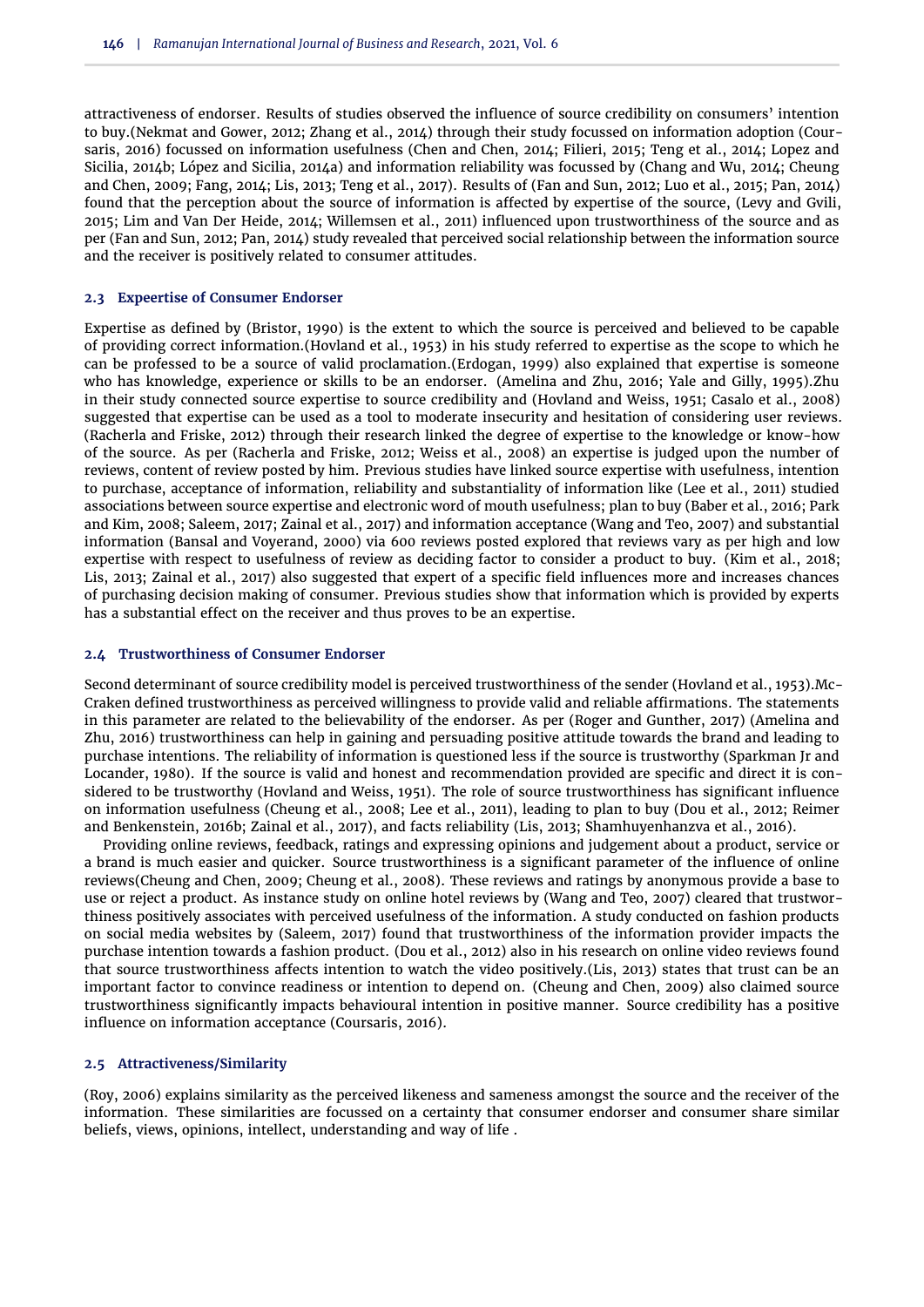attractiveness of endorser. Results of studies observed the influence of source credibility on consumers' intention to buy.(Nekmat and Gower, 2012; Zhang et al., 2014) through their study focussed on information adoption (Coursaris, 2016) focussed on information usefulness (Chen and Chen, 2014; Filieri, 2015; Teng et al., 2014; Lopez and Sicilia, 2014b; López and Sicilia, 2014a) and information reliability was focussed by (Chang and Wu, 2014; Cheung and Chen, 2009; Fang, 2014; Lis, 2013; Teng et al., 2017). Results of (Fan and Sun, 2012; Luo et al., 2015; Pan, 2014) found that the perception about the source of information is affected by expertise of the source, (Levy and Gvili, 2015; Lim and Van Der Heide, 2014; Willemsen et al., 2011) influenced upon trustworthiness of the source and as per (Fan and Sun, 2012; Pan, 2014) study revealed that perceived social relationship between the information source and the receiver is positively related to consumer attitudes.

### 2.3 Expeertise of Consumer Endorser

Expertise as defined by (Bristor, 1990) is the extent to which the source is perceived and believed to be capable of providing correct information.(Hovland et al., 1953) in his study referred to expertise as the scope to which he can be professed to be a source of valid proclamation.(Erdogan, 1999) also explained that expertise is someone who has knowledge, experience or skills to be an endorser. (Amelina and Zhu, 2016; Yale and Gilly, 1995).Zhu in their study connected source expertise to source credibility and (Hovland and Weiss, 1951; Casalo et al., 2008) suggested that expertise can be used as a tool to moderate insecurity and hesitation of considering user reviews. (Racherla and Friske, 2012) through their research linked the degree of expertise to the knowledge or know-how of the source. As per (Racherla and Friske, 2012; Weiss et al., 2008) an expertise is judged upon the number of reviews, content of review posted by him. Previous studies have linked source expertise with usefulness, intention to purchase, acceptance of information, reliability and substantiality of information like (Lee et al., 2011) studied associations between source expertise and electronic word of mouth usefulness; plan to buy (Baber et al., 2016; Park and Kim, 2008; Saleem, 2017; Zainal et al., 2017) and information acceptance (Wang and Teo, 2007) and substantial information (Bansal and Voyerand, 2000) via 600 reviews posted explored that reviews vary as per high and low expertise with respect to usefulness of review as deciding factor to consider a product to buy. (Kim et al., 2018; Lis, 2013; Zainal et al., 2017) also suggested that expert of a specific field influences more and increases chances of purchasing decision making of consumer. Previous studies show that information which is provided by experts has a substantial effect on the receiver and thus proves to be an expertise.

### 2.4 Trustworthiness of Consumer Endorser

Second determinant of source credibility model is perceived trustworthiness of the sender (Hovland et al., 1953).McCraken defined trustworthiness as perceived willingness to provide valid and reliable affirmations. The statements in this parameter are related to the believability of the endorser. As per (Roger and Gunther, 2017) (Amelina and Zhu, 2016) trustworthiness can help in gaining and persuading positive attitude towards the brand and leading to purchase intentions. The reliability of information is questioned less if the source is trustworthy (Sparkman Jr and Locander, 1980). If the source is valid and honest and recommendation provided are specific and direct it is considered to be trustworthy (Hovland and Weiss, 1951). The role of source trustworthiness has significant influence on information usefulness (Cheung et al., 2008; Lee et al., 2011), leading to plan to buy (Dou et al., 2012; Reimer and Benkenstein, 2016b; Zainal et al., 2017), and facts reliability (Lis, 2013; Shamhuyenhanzva et al., 2016).

Providing online reviews, feedback, ratings and expressing opinions and judgement about a product, service or a brand is much easier and quicker. Source trustworthiness is a significant parameter of the influence of online reviews(Cheung and Chen, 2009; Cheung et al., 2008). These reviews and ratings by anonymous provide a base to use or reject a product. As instance study on online hotel reviews by (Wang and Teo, 2007) cleared that trustworthiness positively associates with perceived usefulness of the information. A study conducted on fashion products on social media websites by (Saleem, 2017) found that trustworthiness of the information provider impacts the purchase intention towards a fashion product. (Dou et al., 2012) also in his research on online video reviews found that source trustworthiness affects intention to watch the video positively.(Lis, 2013) states that trust can be an important factor to convince readiness or intention to depend on. (Cheung and Chen, 2009) also claimed source trustworthiness significantly impacts behavioural intention in positive manner. Source credibility has a positive influence on information acceptance (Coursaris, 2016).

### 2.5 Attractiveness/Similarity

(Roy, 2006) explains similarity as the perceived likeness and sameness amongst the source and the receiver of the information. These similarities are focussed on a certainty that consumer endorser and consumer share similar beliefs, views, opinions, intellect, understanding and way of life .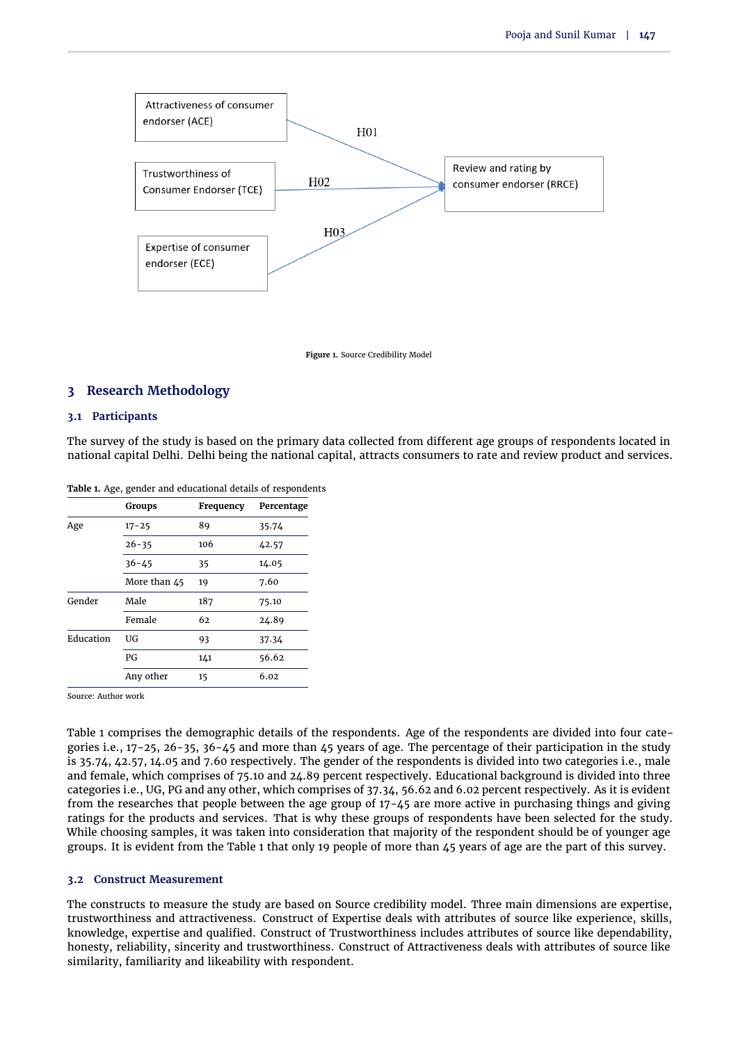Attractiveness of consumer endorser (ACE)

Trustworthiness of Consumer Endorser (TCE)

Expertise of consumer endorser (ECE)

H01

H02

H03

Review and rating by consumer endorser (RRCE)

**Figure 1.** Source Credibility Model

## 3 Research Methodology

### 3.1 Participants

The survey of the study is based on the primary data collected from different age groups of respondents located in national capital Delhi. Delhi being the national capital, attracts consumers to rate and review product and services.

**Table 1.** Age, gender and educational details of respondents

| | Groups | Frequency | Percentage |
|---|---|---|---|
| Age | 17–25 | 89 | 35.74 |
| | 26–35 | 106 | 42.57 |
| | 36–45 | 35 | 14.05 |
| | More than 45 | 19 | 7.60 |
| Gender | Male | 187 | 75.10 |
| | Female | 62 | 24.89 |
| Education | UG | 93 | 37.34 |
| | PG | 141 | 56.62 |
| | Any other | 15 | 6.02 |

Source: Author work

Table 1 comprises the demographic details of the respondents. Age of the respondents are divided into four categories i.e., 17-25, 26-35, 36-45 and more than 45 years of age. The percentage of their participation in the study is 35.74, 42.57, 14.05 and 7.60 respectively. The gender of the respondents is divided into two categories i.e., male and female, which comprises of 75.10 and 24.89 percent respectively. Educational background is divided into three categories i.e., UG, PG and any other, which comprises of 37.34, 56.62 and 6.02 percent respectively. As it is evident from the researches that people between the age group of 17-45 are more active in purchasing things and giving ratings for the products and services. That is why these groups of respondents have been selected for the study. While choosing samples, it was taken into consideration that majority of the respondent should be of younger age groups. It is evident from the Table 1 that only 19 people of more than 45 years of age are the part of this survey.

### 3.2 Construct Measurement

The constructs to measure the study are based on Source credibility model. Three main dimensions are expertise, trustworthiness and attractiveness. Construct of Expertise deals with attributes of source like experience, skills, knowledge, expertise and qualified. Construct of Trustworthiness includes attributes of source like dependability, honesty, reliability, sincerity and trustworthiness. Construct of Attractiveness deals with attributes of source like similarity, familiarity and likeability with respondent.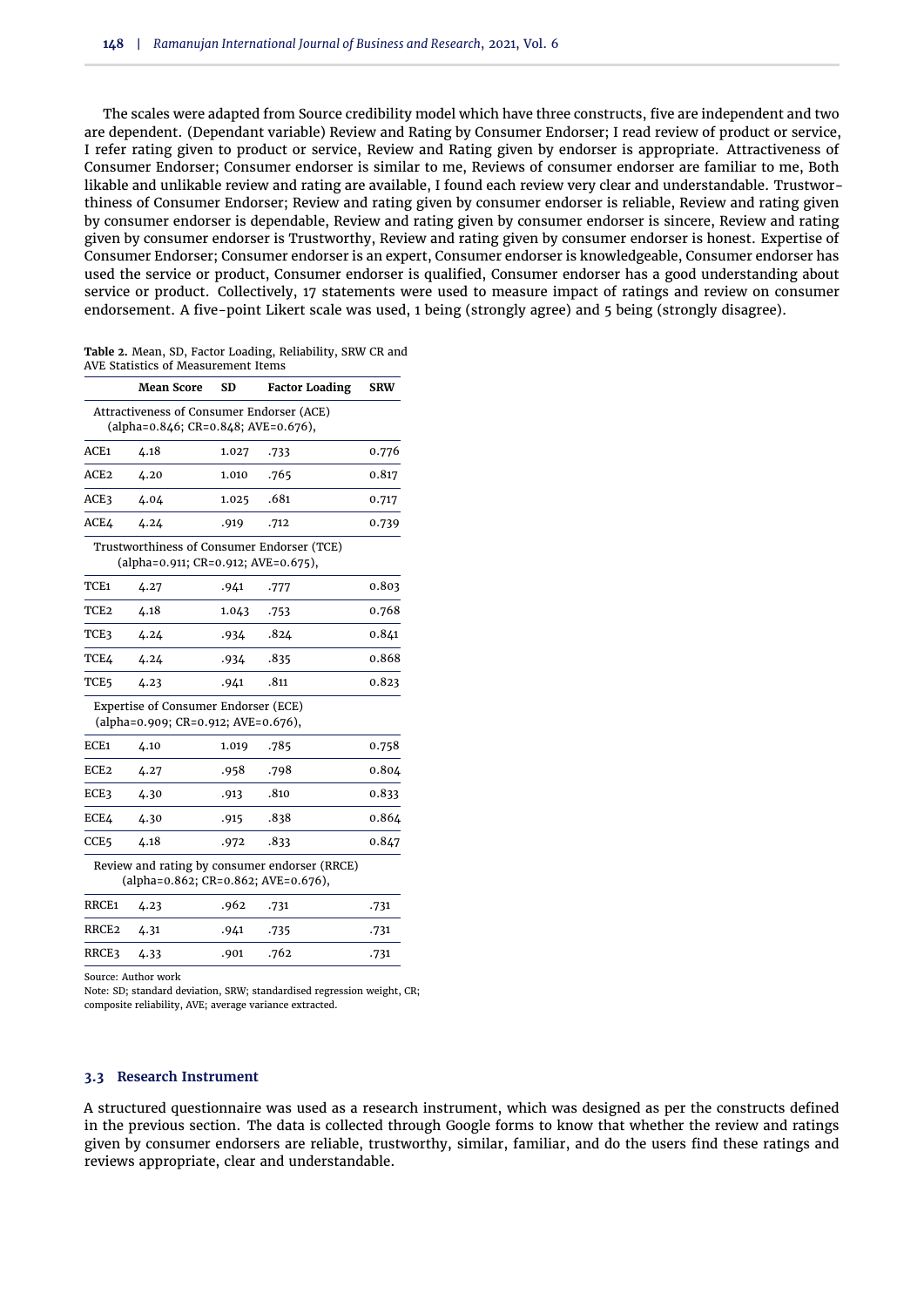The scales were adapted from Source credibility model which have three constructs, five are independent and two are dependent. (Dependant variable) Review and Rating by Consumer Endorser; I read review of product or service, I refer rating given to product or service, Review and Rating given by endorser is appropriate. Attractiveness of Consumer Endorser; Consumer endorser is similar to me, Reviews of consumer endorser are familiar to me, Both likable and unlikable review and rating are available, I found each review very clear and understandable. Trustworthiness of Consumer Endorser; Review and rating given by consumer endorser is reliable, Review and rating given by consumer endorser is dependable, Review and rating given by consumer endorser is sincere, Review and rating given by consumer endorser is Trustworthy, Review and rating given by consumer endorser is honest. Expertise of Consumer Endorser; Consumer endorser is an expert, Consumer endorser is knowledgeable, Consumer endorser has used the service or product, Consumer endorser is qualified, Consumer endorser has a good understanding about service or product. Collectively, 17 statements were used to measure impact of ratings and review on consumer endorsement. A five-point Likert scale was used, 1 being (strongly agree) and 5 being (strongly disagree).

**Table 2.** Mean, SD, Factor Loading, Reliability, SRW CR and AVE Statistics of Measurement Items

| | Mean Score | SD | Factor Loading | SRW |
|---|---|---|---|---|
| Attractiveness of Consumer Endorser (ACE) (alpha=0.846; CR=0.848; AVE=0.676), | | | | |
| ACE1 | 4.18 | 1.027 | .733 | 0.776 |
| ACE2 | 4.20 | 1.010 | .765 | 0.817 |
| ACE3 | 4.04 | 1.025 | .681 | 0.717 |
| ACE4 | 4.24 | .919 | .712 | 0.739 |
| Trustworthiness of Consumer Endorser (TCE) (alpha=0.911; CR=0.912; AVE=0.675), | | | | |
| TCE1 | 4.27 | .941 | .777 | 0.803 |
| TCE2 | 4.18 | 1.043 | .753 | 0.768 |
| TCE3 | 4.24 | .934 | .824 | 0.841 |
| TCE4 | 4.24 | .934 | .835 | 0.868 |
| TCE5 | 4.23 | .941 | .811 | 0.823 |
| Expertise of Consumer Endorser (ECE) (alpha=0.909; CR=0.912; AVE=0.676), | | | | |
| ECE1 | 4.10 | 1.019 | .785 | 0.758 |
| ECE2 | 4.27 | .958 | .798 | 0.804 |
| ECE3 | 4.30 | .913 | .810 | 0.833 |
| ECE4 | 4.30 | .915 | .838 | 0.864 |
| CCE5 | 4.18 | .972 | .833 | 0.847 |
| Review and rating by consumer endorser (RRCE) (alpha=0.862; CR=0.862; AVE=0.676), | | | | |
| RRCE1 | 4.23 | .962 | .731 | .731 |
| RRCE2 | 4.31 | .941 | .735 | .731 |
| RRCE3 | 4.33 | .901 | .762 | .731 |

Source: Author work

Note: SD; standard deviation, SRW; standardised regression weight, CR; composite reliability, AVE; average variance extracted.

### 3.3 Research Instrument

A structured questionnaire was used as a research instrument, which was designed as per the constructs defined in the previous section. The data is collected through Google forms to know that whether the review and ratings given by consumer endorsers are reliable, trustworthy, similar, familiar, and do the users find these ratings and reviews appropriate, clear and understandable.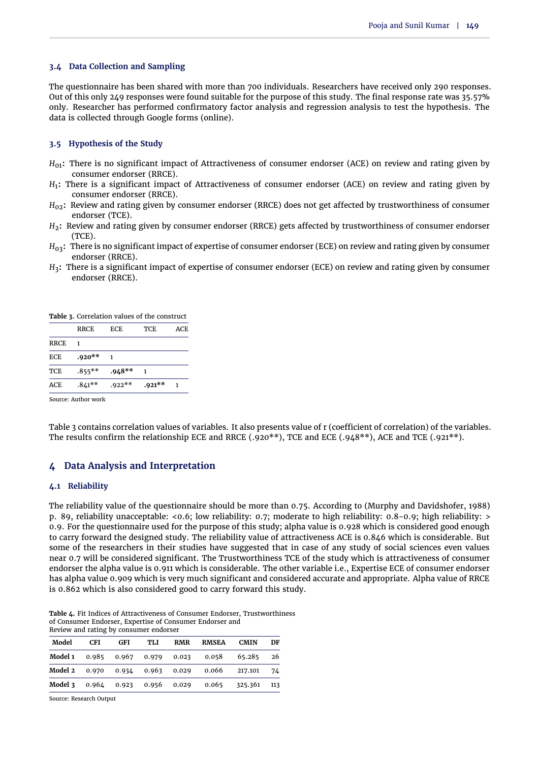### 3.4 Data Collection and Sampling

The questionnaire has been shared with more than 700 individuals. Researchers have received only 290 responses. Out of this only 249 responses were found suitable for the purpose of this study. The final response rate was 35.57% only. Researcher has performed confirmatory factor analysis and regression analysis to test the hypothesis. The data is collected through Google forms (online).

### 3.5 Hypothesis of the Study

$H_{01}$**:** There is no significant impact of Attractiveness of consumer endorser (ACE) on review and rating given by consumer endorser (RRCE).

$H_1$**:** There is a significant impact of Attractiveness of consumer endorser (ACE) on review and rating given by consumer endorser (RRCE).

$H_{02}$**:** Review and rating given by consumer endorser (RRCE) does not get affected by trustworthiness of consumer endorser (TCE).

$H_2$**:** Review and rating given by consumer endorser (RRCE) gets affected by trustworthiness of consumer endorser (TCE).

$H_{03}$**:** There is no significant impact of expertise of consumer endorser (ECE) on review and rating given by consumer endorser (RRCE).

$H_3$**:** There is a significant impact of expertise of consumer endorser (ECE) on review and rating given by consumer endorser (RRCE).

**Table 3.** Correlation values of the construct

| | RRCE | ECE | TCE | ACE |
|---|---|---|---|---|
| RRCE | 1 | | | |
| ECE | **.920\*\*** | 1 | | |
| TCE | .855\*\* | **.948\*\*** | 1 | |
| ACE | .841\*\* | .922\*\* | **.921\*\*** | 1 |

Source: Author work

Table 3 contains correlation values of variables. It also presents value of r (coefficient of correlation) of the variables. The results confirm the relationship ECE and RRCE (.920\*\*), TCE and ECE (.948\*\*), ACE and TCE (.921\*\*).

## 4 Data Analysis and Interpretation

### 4.1 Reliability

The reliability value of the questionnaire should be more than 0.75. According to (Murphy and Davidshofer, 1988) p. 89, reliability unacceptable: <0.6; low reliability: 0.7; moderate to high reliability: 0.8-0.9; high reliability: > 0.9. For the questionnaire used for the purpose of this study; alpha value is 0.928 which is considered good enough to carry forward the designed study. The reliability value of attractiveness ACE is 0.846 which is considerable. But some of the researchers in their studies have suggested that in case of any study of social sciences even values near 0.7 will be considered significant. The Trustworthiness TCE of the study which is attractiveness of consumer endorser the alpha value is 0.911 which is considerable. The other variable i.e., Expertise ECE of consumer endorser has alpha value 0.909 which is very much significant and considered accurate and appropriate. Alpha value of RRCE is 0.862 which is also considered good to carry forward this study.

**Table 4.** Fit Indices of Attractiveness of Consumer Endorser, Trustworthiness of Consumer Endorser, Expertise of Consumer Endorser and Review and rating by consumer endorser

| Model | CFI | GFI | TLI | RMR | RMSEA | CMIN | DF |
|---|---|---|---|---|---|---|---|
| **Model 1** | 0.985 | 0.967 | 0.979 | 0.023 | 0.058 | 65.285 | 26 |
| **Model 2** | 0.970 | 0.934 | 0.963 | 0.029 | 0.066 | 217.101 | 74 |
| **Model 3** | 0.964 | 0.923 | 0.956 | 0.029 | 0.065 | 325.361 | 113 |

Source: Research Output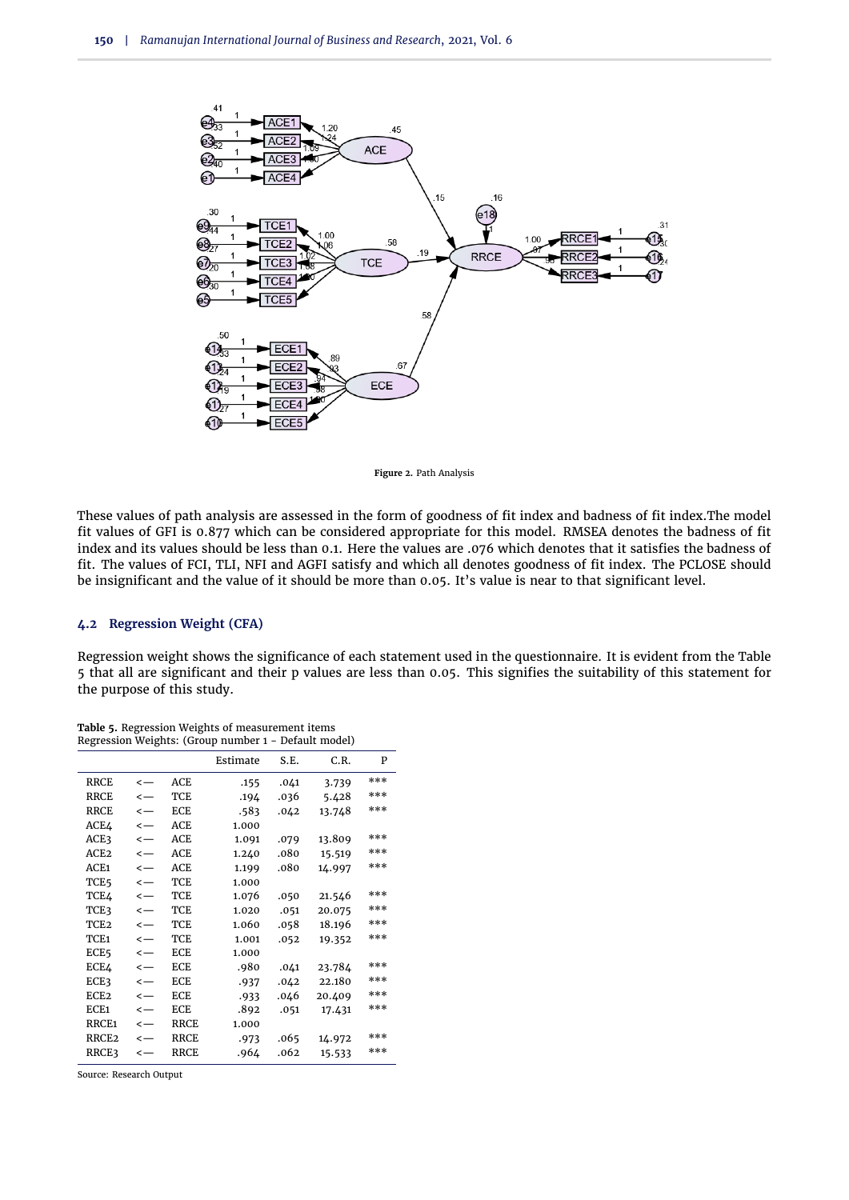Figure 2. Path Analysis

These values of path analysis are assessed in the form of goodness of fit index and badness of fit index.The model fit values of GFI is 0.877 which can be considered appropriate for this model. RMSEA denotes the badness of fit index and its values should be less than 0.1. Here the values are .076 which denotes that it satisfies the badness of fit. The values of FCI, TLI, NFI and AGFI satisfy and which all denotes goodness of fit index. The PCLOSE should be insignificant and the value of it should be more than 0.05. It's value is near to that significant level.

### 4.2 Regression Weight (CFA)

Regression weight shows the significance of each statement used in the questionnaire. It is evident from the Table 5 that all are significant and their p values are less than 0.05. This signifies the suitability of this statement for the purpose of this study.

**Table 5.** Regression Weights of measurement items
Regression Weights: (Group number 1 - Default model)

| | | | Estimate | S.E. | C.R. | P |
|---|---|---|---|---|---|---|
| RRCE | <— | ACE | .155 | .041 | 3.739 | *** |
| RRCE | <— | TCE | .194 | .036 | 5.428 | *** |
| RRCE | <— | ECE | .583 | .042 | 13.748 | *** |
| ACE4 | <— | ACE | 1.000 | | | |
| ACE3 | <— | ACE | 1.091 | .079 | 13.809 | *** |
| ACE2 | <— | ACE | 1.240 | .080 | 15.519 | *** |
| ACE1 | <— | ACE | 1.199 | .080 | 14.997 | *** |
| TCE5 | <— | TCE | 1.000 | | | |
| TCE4 | <— | TCE | 1.076 | .050 | 21.546 | *** |
| TCE3 | <— | TCE | 1.020 | .051 | 20.075 | *** |
| TCE2 | <— | TCE | 1.060 | .058 | 18.196 | *** |
| TCE1 | <— | TCE | 1.001 | .052 | 19.352 | *** |
| ECE5 | <— | ECE | 1.000 | | | |
| ECE4 | <— | ECE | .980 | .041 | 23.784 | *** |
| ECE3 | <— | ECE | .937 | .042 | 22.180 | *** |
| ECE2 | <— | ECE | .933 | .046 | 20.409 | *** |
| ECE1 | <— | ECE | .892 | .051 | 17.431 | *** |
| RRCE1 | <— | RRCE | 1.000 | | | |
| RRCE2 | <— | RRCE | .973 | .065 | 14.972 | *** |
| RRCE3 | <— | RRCE | .964 | .062 | 15.533 | *** |

Source: Research Output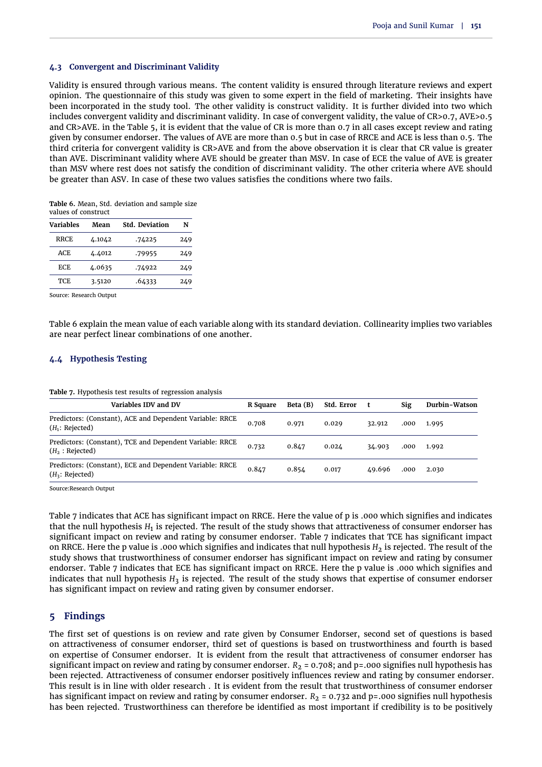### 4.3 Convergent and Discriminant Validity

Validity is ensured through various means. The content validity is ensured through literature reviews and expert opinion. The questionnaire of this study was given to some expert in the field of marketing. Their insights have been incorporated in the study tool. The other validity is construct validity. It is further divided into two which includes convergent validity and discriminant validity. In case of convergent validity, the value of CR>0.7, AVE>0.5 and CR>AVE. in the Table 5, it is evident that the value of CR is more than 0.7 in all cases except review and rating given by consumer endorser. The values of AVE are more than 0.5 but in case of RRCE and ACE is less than 0.5. The third criteria for convergent validity is CR>AVE and from the above observation it is clear that CR value is greater than AVE. Discriminant validity where AVE should be greater than MSV. In case of ECE the value of AVE is greater than MSV where rest does not satisfy the condition of discriminant validity. The other criteria where AVE should be greater than ASV. In case of these two values satisfies the conditions where two fails.

**Table 6.** Mean, Std. deviation and sample size values of construct

| Variables | Mean | Std. Deviation | N |
|---|---|---|---|
| RRCE | 4.1042 | .74225 | 249 |
| ACE | 4.4012 | .79955 | 249 |
| ECE | 4.0635 | .74922 | 249 |
| TCE | 3.5120 | .64333 | 249 |

Source: Research Output

Table 6 explain the mean value of each variable along with its standard deviation. Collinearity implies two variables are near perfect linear combinations of one another.

### 4.4 Hypothesis Testing

**Table 7.** Hypothesis test results of regression analysis

| Variables IDV and DV | R Square | Beta (B) | Std. Error | t | Sig | Durbin-Watson |
|---|---|---|---|---|---|---|
| Predictors: (Constant), ACE and Dependent Variable: RRCE ($H_1$: Rejected) | 0.708 | 0.971 | 0.029 | 32.912 | .000 | 1.995 |
| Predictors: (Constant), TCE and Dependent Variable: RRCE ($H_2$ : Rejected) | 0.732 | 0.847 | 0.024 | 34.903 | .000 | 1.992 |
| Predictors: (Constant), ECE and Dependent Variable: RRCE ($H_3$: Rejected) | 0.847 | 0.854 | 0.017 | 49.696 | .000 | 2.030 |

Source:Research Output

Table 7 indicates that ACE has significant impact on RRCE. Here the value of p is .000 which signifies and indicates that the null hypothesis $H_1$ is rejected. The result of the study shows that attractiveness of consumer endorser has significant impact on review and rating by consumer endorser. Table 7 indicates that TCE has significant impact on RRCE. Here the p value is .000 which signifies and indicates that null hypothesis $H_2$ is rejected. The result of the study shows that trustworthiness of consumer endorser has significant impact on review and rating by consumer endorser. Table 7 indicates that ECE has significant impact on RRCE. Here the p value is .000 which signifies and indicates that null hypothesis $H_3$ is rejected. The result of the study shows that expertise of consumer endorser has significant impact on review and rating given by consumer endorser.

## 5 Findings

The first set of questions is on review and rate given by Consumer Endorser, second set of questions is based on attractiveness of consumer endorser, third set of questions is based on trustworthiness and fourth is based on expertise of Consumer endorser. It is evident from the result that attractiveness of consumer endorser has significant impact on review and rating by consumer endorser. $R_2$ = 0.708; and p=.000 signifies null hypothesis has been rejected. Attractiveness of consumer endorser positively influences review and rating by consumer endorser. This result is in line with older research . It is evident from the result that trustworthiness of consumer endorser has significant impact on review and rating by consumer endorser. $R_2$ = 0.732 and p=.000 signifies null hypothesis has been rejected. Trustworthiness can therefore be identified as most important if credibility is to be positively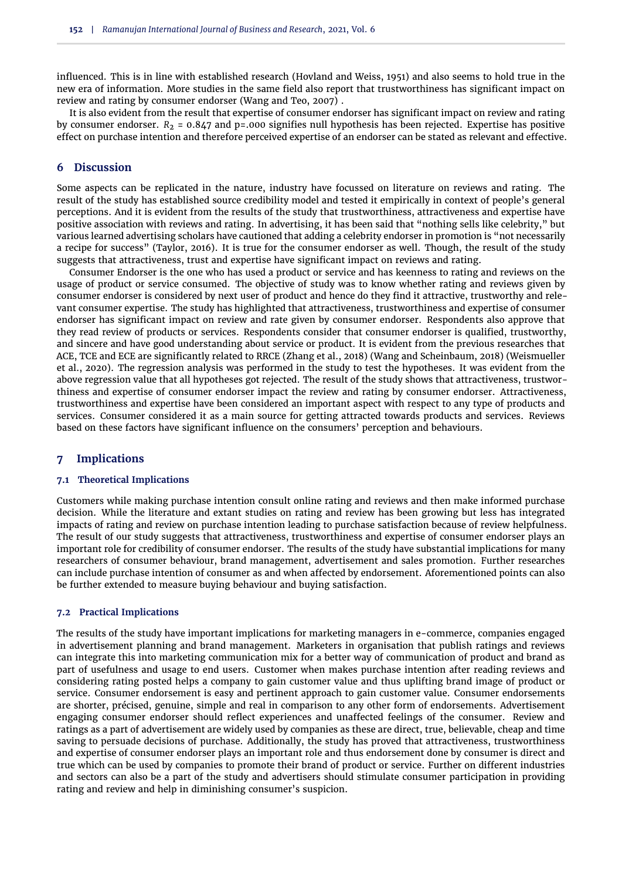influenced. This is in line with established research (Hovland and Weiss, 1951) and also seems to hold true in the new era of information. More studies in the same field also report that trustworthiness has significant impact on review and rating by consumer endorser (Wang and Teo, 2007) .

It is also evident from the result that expertise of consumer endorser has significant impact on review and rating by consumer endorser. $R_2$ = 0.847 and p=.000 signifies null hypothesis has been rejected. Expertise has positive effect on purchase intention and therefore perceived expertise of an endorser can be stated as relevant and effective.

## 6 Discussion

Some aspects can be replicated in the nature, industry have focussed on literature on reviews and rating. The result of the study has established source credibility model and tested it empirically in context of people's general perceptions. And it is evident from the results of the study that trustworthiness, attractiveness and expertise have positive association with reviews and rating. In advertising, it has been said that "nothing sells like celebrity," but various learned advertising scholars have cautioned that adding a celebrity endorser in promotion is "not necessarily a recipe for success" (Taylor, 2016). It is true for the consumer endorser as well. Though, the result of the study suggests that attractiveness, trust and expertise have significant impact on reviews and rating.

Consumer Endorser is the one who has used a product or service and has keenness to rating and reviews on the usage of product or service consumed. The objective of study was to know whether rating and reviews given by consumer endorser is considered by next user of product and hence do they find it attractive, trustworthy and relevant consumer expertise. The study has highlighted that attractiveness, trustworthiness and expertise of consumer endorser has significant impact on review and rate given by consumer endorser. Respondents also approve that they read review of products or services. Respondents consider that consumer endorser is qualified, trustworthy, and sincere and have good understanding about service or product. It is evident from the previous researches that ACE, TCE and ECE are significantly related to RRCE (Zhang et al., 2018) (Wang and Scheinbaum, 2018) (Weismueller et al., 2020). The regression analysis was performed in the study to test the hypotheses. It was evident from the above regression value that all hypotheses got rejected. The result of the study shows that attractiveness, trustworthiness and expertise of consumer endorser impact the review and rating by consumer endorser. Attractiveness, trustworthiness and expertise have been considered an important aspect with respect to any type of products and services. Consumer considered it as a main source for getting attracted towards products and services. Reviews based on these factors have significant influence on the consumers' perception and behaviours.

## 7 Implications

### 7.1 Theoretical Implications

Customers while making purchase intention consult online rating and reviews and then make informed purchase decision. While the literature and extant studies on rating and review has been growing but less has integrated impacts of rating and review on purchase intention leading to purchase satisfaction because of review helpfulness. The result of our study suggests that attractiveness, trustworthiness and expertise of consumer endorser plays an important role for credibility of consumer endorser. The results of the study have substantial implications for many researchers of consumer behaviour, brand management, advertisement and sales promotion. Further researches can include purchase intention of consumer as and when affected by endorsement. Aforementioned points can also be further extended to measure buying behaviour and buying satisfaction.

### 7.2 Practical Implications

The results of the study have important implications for marketing managers in e-commerce, companies engaged in advertisement planning and brand management. Marketers in organisation that publish ratings and reviews can integrate this into marketing communication mix for a better way of communication of product and brand as part of usefulness and usage to end users. Customer when makes purchase intention after reading reviews and considering rating posted helps a company to gain customer value and thus uplifting brand image of product or service. Consumer endorsement is easy and pertinent approach to gain customer value. Consumer endorsements are shorter, précised, genuine, simple and real in comparison to any other form of endorsements. Advertisement engaging consumer endorser should reflect experiences and unaffected feelings of the consumer. Review and ratings as a part of advertisement are widely used by companies as these are direct, true, believable, cheap and time saving to persuade decisions of purchase. Additionally, the study has proved that attractiveness, trustworthiness and expertise of consumer endorser plays an important role and thus endorsement done by consumer is direct and true which can be used by companies to promote their brand of product or service. Further on different industries and sectors can also be a part of the study and advertisers should stimulate consumer participation in providing rating and review and help in diminishing consumer's suspicion.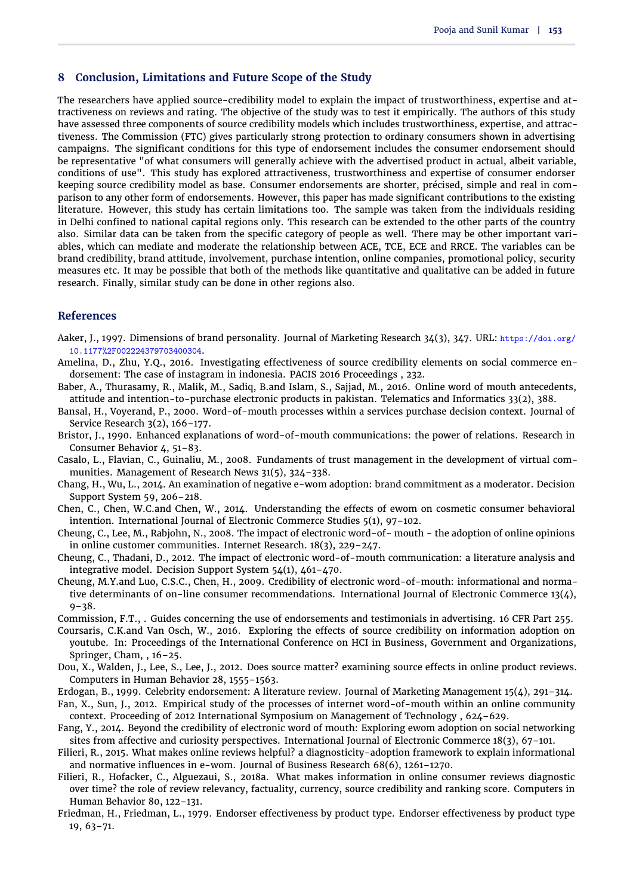## 8 Conclusion, Limitations and Future Scope of the Study

The researchers have applied source-credibility model to explain the impact of trustworthiness, expertise and attractiveness on reviews and rating. The objective of the study was to test it empirically. The authors of this study have assessed three components of source credibility models which includes trustworthiness, expertise, and attractiveness. The Commission (FTC) gives particularly strong protection to ordinary consumers shown in advertising campaigns. The significant conditions for this type of endorsement includes the consumer endorsement should be representative "of what consumers will generally achieve with the advertised product in actual, albeit variable, conditions of use". This study has explored attractiveness, trustworthiness and expertise of consumer endorser keeping source credibility model as base. Consumer endorsements are shorter, précised, simple and real in comparison to any other form of endorsements. However, this paper has made significant contributions to the existing literature. However, this study has certain limitations too. The sample was taken from the individuals residing in Delhi confined to national capital regions only. This research can be extended to the other parts of the country also. Similar data can be taken from the specific category of people as well. There may be other important variables, which can mediate and moderate the relationship between ACE, TCE, ECE and RRCE. The variables can be brand credibility, brand attitude, involvement, purchase intention, online companies, promotional policy, security measures etc. It may be possible that both of the methods like quantitative and qualitative can be added in future research. Finally, similar study can be done in other regions also.

## References

Aaker, J., 1997. Dimensions of brand personality. Journal of Marketing Research 34(3), 347. URL: https://doi.org/10.1177%2F002224379703400304.

Amelina, D., Zhu, Y.Q., 2016. Investigating effectiveness of source credibility elements on social commerce endorsement: The case of instagram in indonesia. PACIS 2016 Proceedings , 232.

Baber, A., Thurasamy, R., Malik, M., Sadiq, B.and Islam, S., Sajjad, M., 2016. Online word of mouth antecedents, attitude and intention-to-purchase electronic products in pakistan. Telematics and Informatics 33(2), 388.

Bansal, H., Voyerand, P., 2000. Word-of-mouth processes within a services purchase decision context. Journal of Service Research 3(2), 166–177.

Bristor, J., 1990. Enhanced explanations of word-of-mouth communications: the power of relations. Research in Consumer Behavior 4, 51–83.

Casalo, L., Flavian, C., Guinaliu, M., 2008. Fundaments of trust management in the development of virtual communities. Management of Research News 31(5), 324–338.

Chang, H., Wu, L., 2014. An examination of negative e-wom adoption: brand commitment as a moderator. Decision Support System 59, 206–218.

Chen, C., Chen, W.C.and Chen, W., 2014. Understanding the effects of ewom on cosmetic consumer behavioral intention. International Journal of Electronic Commerce Studies 5(1), 97–102.

Cheung, C., Lee, M., Rabjohn, N., 2008. The impact of electronic word-of- mouth - the adoption of online opinions in online customer communities. Internet Research. 18(3), 229–247.

Cheung, C., Thadani, D., 2012. The impact of electronic word-of-mouth communication: a literature analysis and integrative model. Decision Support System 54(1), 461–470.

Cheung, M.Y.and Luo, C.S.C., Chen, H., 2009. Credibility of electronic word-of-mouth: informational and normative determinants of on-line consumer recommendations. International Journal of Electronic Commerce 13(4), 9–38.

Commission, F.T., . Guides concerning the use of endorsements and testimonials in advertising. 16 CFR Part 255.

Coursaris, C.K.and Van Osch, W., 2016. Exploring the effects of source credibility on information adoption on youtube. In: Proceedings of the International Conference on HCI in Business, Government and Organizations, Springer, Cham, , 16–25.

Dou, X., Walden, J., Lee, S., Lee, J., 2012. Does source matter? examining source effects in online product reviews. Computers in Human Behavior 28, 1555–1563.

Erdogan, B., 1999. Celebrity endorsement: A literature review. Journal of Marketing Management 15(4), 291–314.

Fan, X., Sun, J., 2012. Empirical study of the processes of internet word-of-mouth within an online community context. Proceeding of 2012 International Symposium on Management of Technology , 624–629.

Fang, Y., 2014. Beyond the credibility of electronic word of mouth: Exploring ewom adoption on social networking sites from affective and curiosity perspectives. International Journal of Electronic Commerce 18(3), 67–101.

Filieri, R., 2015. What makes online reviews helpful? a diagnosticity-adoption framework to explain informational and normative influences in e-wom. Journal of Business Research 68(6), 1261–1270.

Filieri, R., Hofacker, C., Alguezaui, S., 2018a. What makes information in online consumer reviews diagnostic over time? the role of review relevancy, factuality, currency, source credibility and ranking score. Computers in Human Behavior 80, 122–131.

Friedman, H., Friedman, L., 1979. Endorser effectiveness by product type. Endorser effectiveness by product type 19, 63–71.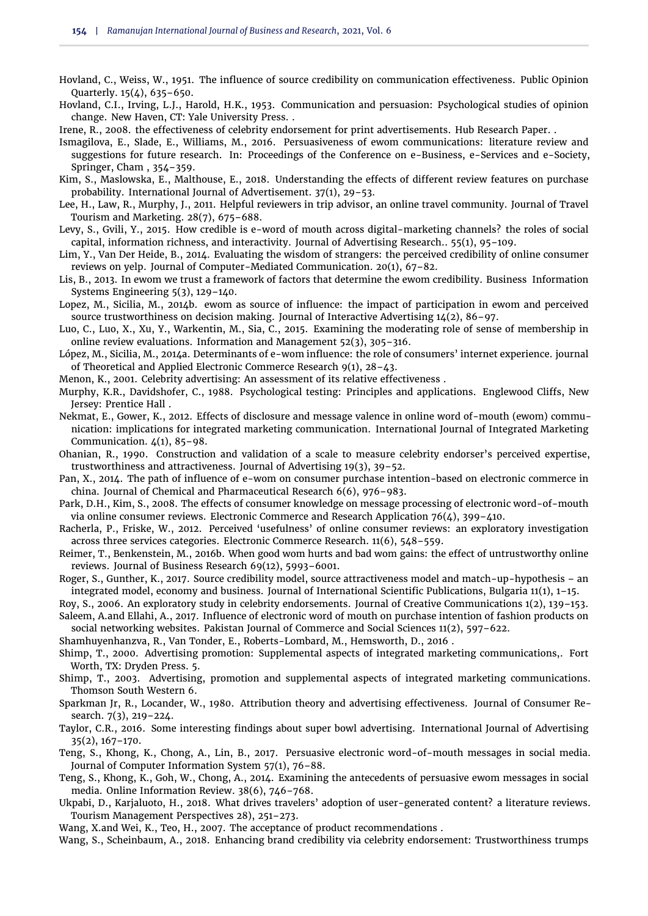Hovland, C., Weiss, W., 1951. The influence of source credibility on communication effectiveness. Public Opinion Quarterly. 15(4), 635–650.

Hovland, C.I., Irving, L.J., Harold, H.K., 1953. Communication and persuasion: Psychological studies of opinion change. New Haven, CT: Yale University Press. .

Irene, R., 2008. the effectiveness of celebrity endorsement for print advertisements. Hub Research Paper. .

Ismagilova, E., Slade, E., Williams, M., 2016. Persuasiveness of ewom communications: literature review and suggestions for future research. In: Proceedings of the Conference on e-Business, e-Services and e-Society, Springer, Cham , 354–359.

Kim, S., Maslowska, E., Malthouse, E., 2018. Understanding the effects of different review features on purchase probability. International Journal of Advertisement. 37(1), 29–53.

Lee, H., Law, R., Murphy, J., 2011. Helpful reviewers in trip advisor, an online travel community. Journal of Travel Tourism and Marketing. 28(7), 675–688.

Levy, S., Gvili, Y., 2015. How credible is e-word of mouth across digital-marketing channels? the roles of social capital, information richness, and interactivity. Journal of Advertising Research.. 55(1), 95–109.

Lim, Y., Van Der Heide, B., 2014. Evaluating the wisdom of strangers: the perceived credibility of online consumer reviews on yelp. Journal of Computer-Mediated Communication. 20(1), 67–82.

Lis, B., 2013. In ewom we trust a framework of factors that determine the ewom credibility. Business Information Systems Engineering 5(3), 129–140.

Lopez, M., Sicilia, M., 2014b. ewom as source of influence: the impact of participation in ewom and perceived source trustworthiness on decision making. Journal of Interactive Advertising 14(2), 86–97.

Luo, C., Luo, X., Xu, Y., Warkentin, M., Sia, C., 2015. Examining the moderating role of sense of membership in online review evaluations. Information and Management 52(3), 305–316.

López, M., Sicilia, M., 2014a. Determinants of e-wom influence: the role of consumers' internet experience. journal of Theoretical and Applied Electronic Commerce Research 9(1), 28–43.

Menon, K., 2001. Celebrity advertising: An assessment of its relative effectiveness .

Murphy, K.R., Davidshofer, C., 1988. Psychological testing: Principles and applications. Englewood Cliffs, New Jersey: Prentice Hall .

Nekmat, E., Gower, K., 2012. Effects of disclosure and message valence in online word of-mouth (ewom) communication: implications for integrated marketing communication. International Journal of Integrated Marketing Communication. 4(1), 85–98.

Ohanian, R., 1990. Construction and validation of a scale to measure celebrity endorser's perceived expertise, trustworthiness and attractiveness. Journal of Advertising 19(3), 39–52.

Pan, X., 2014. The path of influence of e-wom on consumer purchase intention-based on electronic commerce in china. Journal of Chemical and Pharmaceutical Research 6(6), 976–983.

Park, D.H., Kim, S., 2008. The effects of consumer knowledge on message processing of electronic word-of-mouth via online consumer reviews. Electronic Commerce and Research Application 76(4), 399–410.

Racherla, P., Friske, W., 2012. Perceived 'usefulness' of online consumer reviews: an exploratory investigation across three services categories. Electronic Commerce Research. 11(6), 548–559.

Reimer, T., Benkenstein, M., 2016b. When good wom hurts and bad wom gains: the effect of untrustworthy online reviews. Journal of Business Research 69(12), 5993–6001.

Roger, S., Gunther, K., 2017. Source credibility model, source attractiveness model and match-up-hypothesis – an integrated model, economy and business. Journal of International Scientific Publications, Bulgaria 11(1), 1–15.

Roy, S., 2006. An exploratory study in celebrity endorsements. Journal of Creative Communications 1(2), 139–153.

Saleem, A.and Ellahi, A., 2017. Influence of electronic word of mouth on purchase intention of fashion products on social networking websites. Pakistan Journal of Commerce and Social Sciences 11(2), 597–622.

Shamhuyenhanzva, R., Van Tonder, E., Roberts-Lombard, M., Hemsworth, D., 2016 .

Shimp, T., 2000. Advertising promotion: Supplemental aspects of integrated marketing communications,. Fort Worth, TX: Dryden Press. 5.

Shimp, T., 2003. Advertising, promotion and supplemental aspects of integrated marketing communications. Thomson South Western 6.

Sparkman Jr, R., Locander, W., 1980. Attribution theory and advertising effectiveness. Journal of Consumer Research. 7(3), 219–224.

Taylor, C.R., 2016. Some interesting findings about super bowl advertising. International Journal of Advertising 35(2), 167–170.

Teng, S., Khong, K., Chong, A., Lin, B., 2017. Persuasive electronic word-of-mouth messages in social media. Journal of Computer Information System 57(1), 76–88.

Teng, S., Khong, K., Goh, W., Chong, A., 2014. Examining the antecedents of persuasive ewom messages in social media. Online Information Review. 38(6), 746–768.

Ukpabi, D., Karjaluoto, H., 2018. What drives travelers' adoption of user-generated content? a literature reviews. Tourism Management Perspectives 28), 251–273.

Wang, X.and Wei, K., Teo, H., 2007. The acceptance of product recommendations .

Wang, S., Scheinbaum, A., 2018. Enhancing brand credibility via celebrity endorsement: Trustworthiness trumps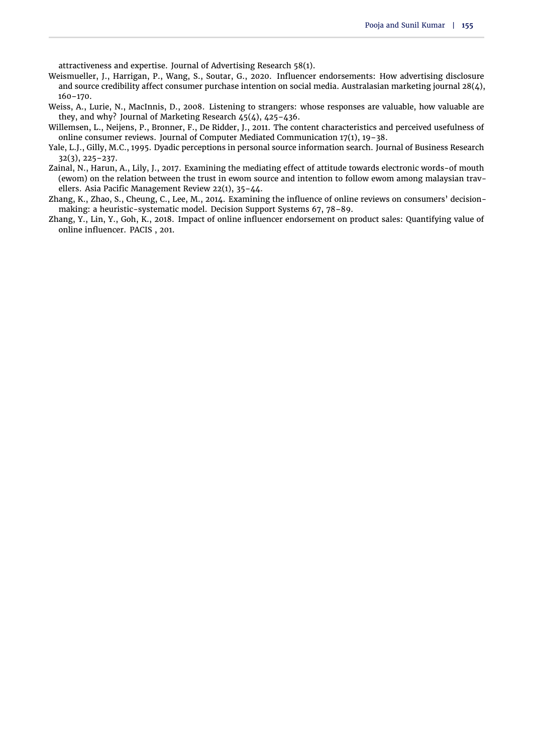attractiveness and expertise. Journal of Advertising Research 58(1).

Weismueller, J., Harrigan, P., Wang, S., Soutar, G., 2020. Influencer endorsements: How advertising disclosure and source credibility affect consumer purchase intention on social media. Australasian marketing journal 28(4), 160–170.

Weiss, A., Lurie, N., MacInnis, D., 2008. Listening to strangers: whose responses are valuable, how valuable are they, and why? Journal of Marketing Research 45(4), 425–436.

Willemsen, L., Neijens, P., Bronner, F., De Ridder, J., 2011. The content characteristics and perceived usefulness of online consumer reviews. Journal of Computer Mediated Communication 17(1), 19–38.

Yale, L.J., Gilly, M.C., 1995. Dyadic perceptions in personal source information search. Journal of Business Research 32(3), 225–237.

Zainal, N., Harun, A., Lily, J., 2017. Examining the mediating effect of attitude towards electronic words-of mouth (ewom) on the relation between the trust in ewom source and intention to follow ewom among malaysian travellers. Asia Pacific Management Review 22(1), 35–44.

Zhang, K., Zhao, S., Cheung, C., Lee, M., 2014. Examining the influence of online reviews on consumers' decision-making: a heuristic-systematic model. Decision Support Systems 67, 78–89.

Zhang, Y., Lin, Y., Goh, K., 2018. Impact of online influencer endorsement on product sales: Quantifying value of online influencer. PACIS , 201.